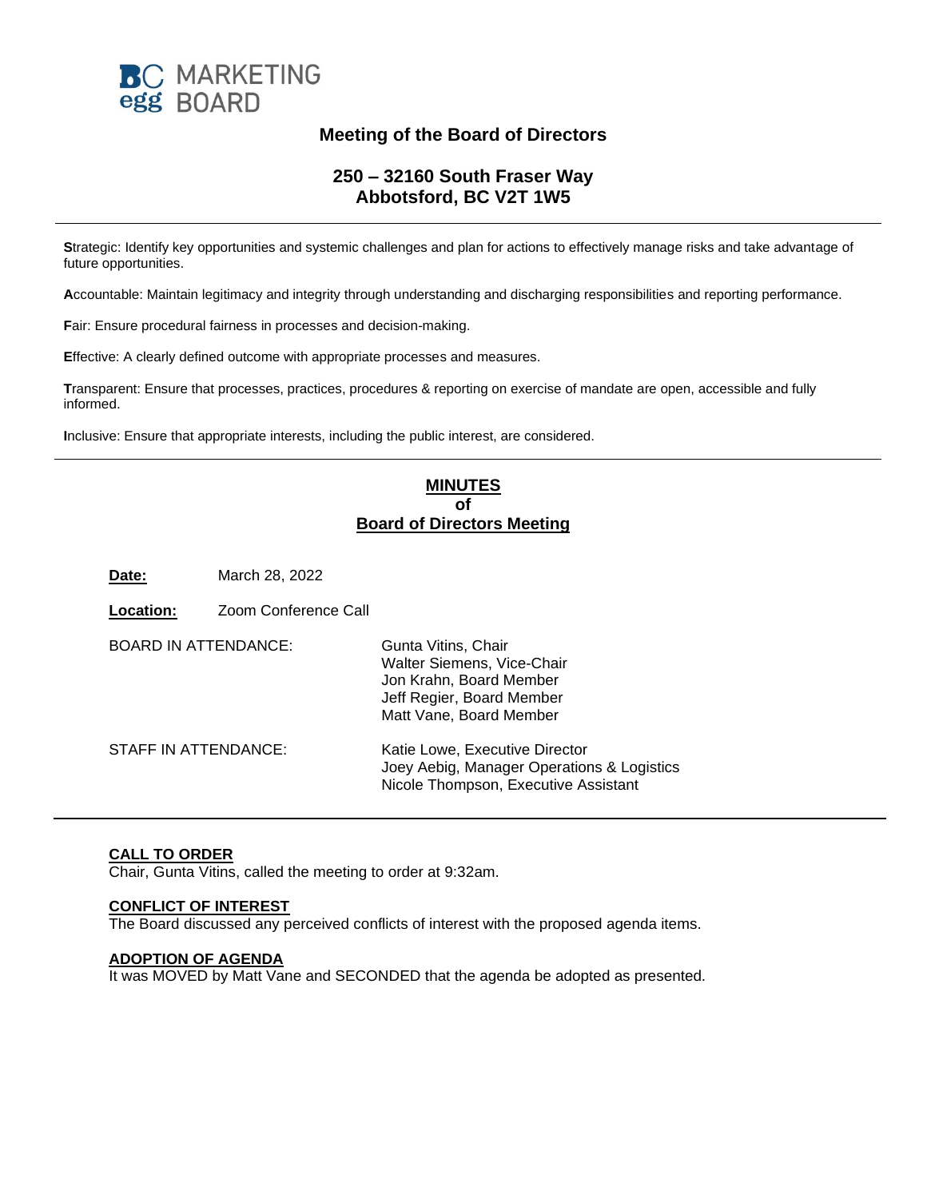BC MARKETING
egg BOARD

## Meeting of the Board of Directors

### 250 – 32160 South Fraser Way
### Abbotsford, BC V2T 1W5

---

**S**trategic: Identify key opportunities and systemic challenges and plan for actions to effectively manage risks and take advantage of future opportunities.

**A**ccountable: Maintain legitimacy and integrity through understanding and discharging responsibilities and reporting performance.

**F**air: Ensure procedural fairness in processes and decision-making.

**E**ffective: A clearly defined outcome with appropriate processes and measures.

**T**ransparent: Ensure that processes, practices, procedures & reporting on exercise of mandate are open, accessible and fully informed.

**I**nclusive: Ensure that appropriate interests, including the public interest, are considered.

---

## MINUTES
## of
## Board of Directors Meeting

**Date:** March 28, 2022

**Location:** Zoom Conference Call

BOARD IN ATTENDANCE:
- Gunta Vitins, Chair
- Walter Siemens, Vice-Chair
- Jon Krahn, Board Member
- Jeff Regier, Board Member
- Matt Vane, Board Member

STAFF IN ATTENDANCE:
- Katie Lowe, Executive Director
- Joey Aebig, Manager Operations & Logistics
- Nicole Thompson, Executive Assistant

---

**CALL TO ORDER**
Chair, Gunta Vitins, called the meeting to order at 9:32am.

**CONFLICT OF INTEREST**
The Board discussed any perceived conflicts of interest with the proposed agenda items.

**ADOPTION OF AGENDA**
It was MOVED by Matt Vane and SECONDED that the agenda be adopted as presented.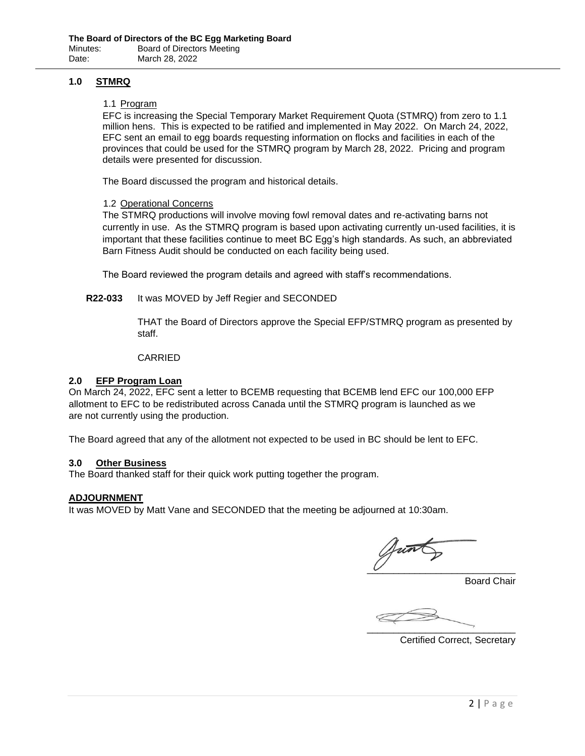## 1.0 STMRQ

### 1.1 Program

EFC is increasing the Special Temporary Market Requirement Quota (STMRQ) from zero to 1.1 million hens. This is expected to be ratified and implemented in May 2022. On March 24, 2022, EFC sent an email to egg boards requesting information on flocks and facilities in each of the provinces that could be used for the STMRQ program by March 28, 2022. Pricing and program details were presented for discussion.

The Board discussed the program and historical details.

### 1.2 Operational Concerns

The STMRQ productions will involve moving fowl removal dates and re-activating barns not currently in use. As the STMRQ program is based upon activating currently un-used facilities, it is important that these facilities continue to meet BC Egg's high standards. As such, an abbreviated Barn Fitness Audit should be conducted on each facility being used.

The Board reviewed the program details and agreed with staff's recommendations.

**R22-033** It was MOVED by Jeff Regier and SECONDED

THAT the Board of Directors approve the Special EFP/STMRQ program as presented by staff.

CARRIED

## 2.0 EFP Program Loan

On March 24, 2022, EFC sent a letter to BCEMB requesting that BCEMB lend EFC our 100,000 EFP allotment to EFC to be redistributed across Canada until the STMRQ program is launched as we are not currently using the production.

The Board agreed that any of the allotment not expected to be used in BC should be lent to EFC.

## 3.0 Other Business

The Board thanked staff for their quick work putting together the program.

## ADJOURNMENT

It was MOVED by Matt Vane and SECONDED that the meeting be adjourned at 10:30am.

\_\_\_\_\_\_\_\_\_\_\_\_\_\_\_\_\_\_\_\_\_\_\_\_\_\_\_\_

Board Chair

\_\_\_\_\_\_\_\_\_\_\_\_\_\_\_\_\_\_\_\_\_\_\_\_\_\_\_\_

Certified Correct, Secretary